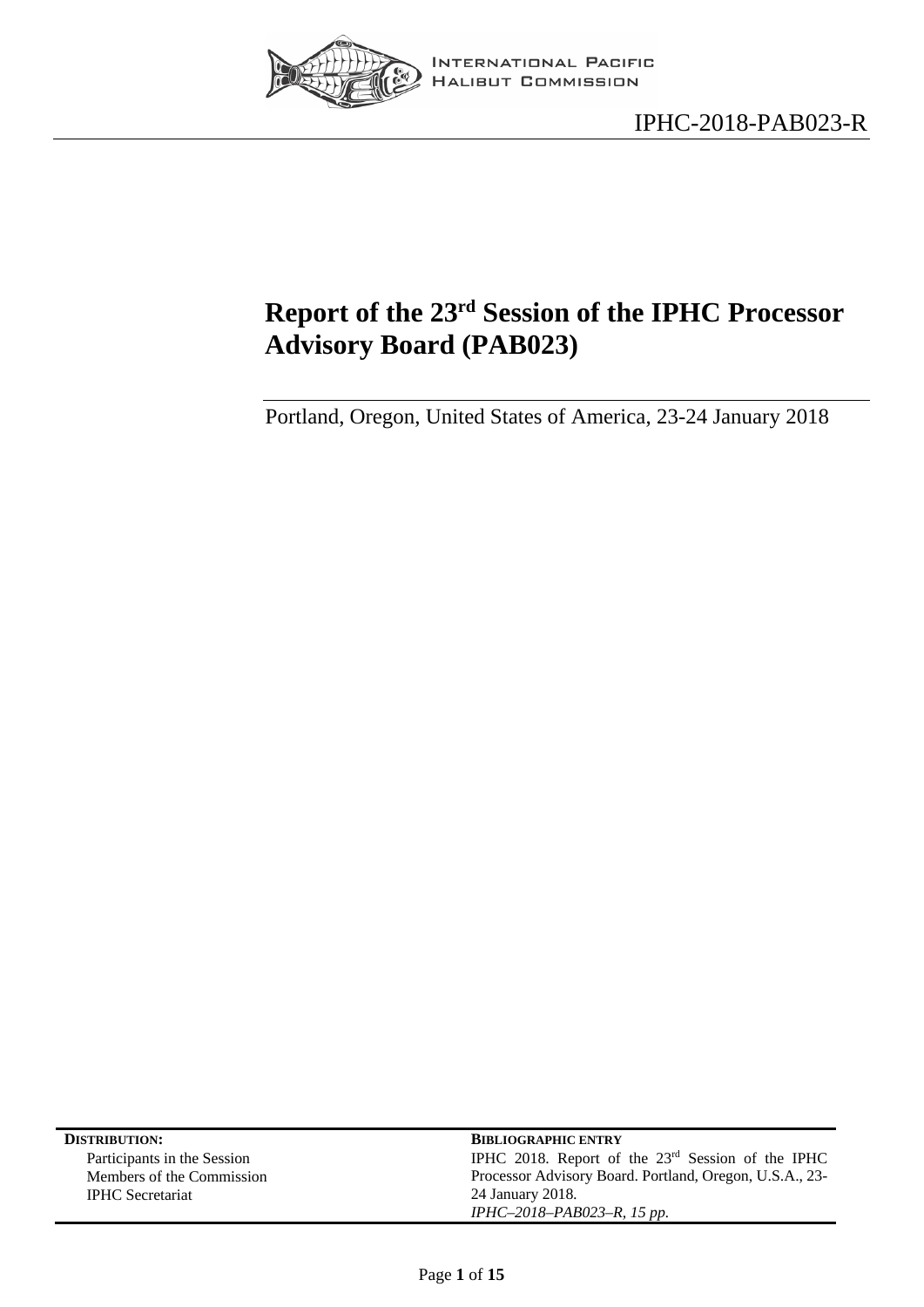INTERNATIONAL PACIFIC HALIBUT COMMISSION

IPHC-2018-PAB023-R

# Report of the 23rd Session of the IPHC Processor Advisory Board (PAB023)

Portland, Oregon, United States of America, 23-24 January 2018

| **DISTRIBUTION:** | **BIBLIOGRAPHIC ENTRY** |
|---|---|
| Participants in the Session<br>Members of the Commission<br>IPHC Secretariat | IPHC 2018. Report of the 23rd Session of the IPHC Processor Advisory Board. Portland, Oregon, U.S.A., 23-24 January 2018.<br>*IPHC–2018–PAB023–R, 15 pp.* |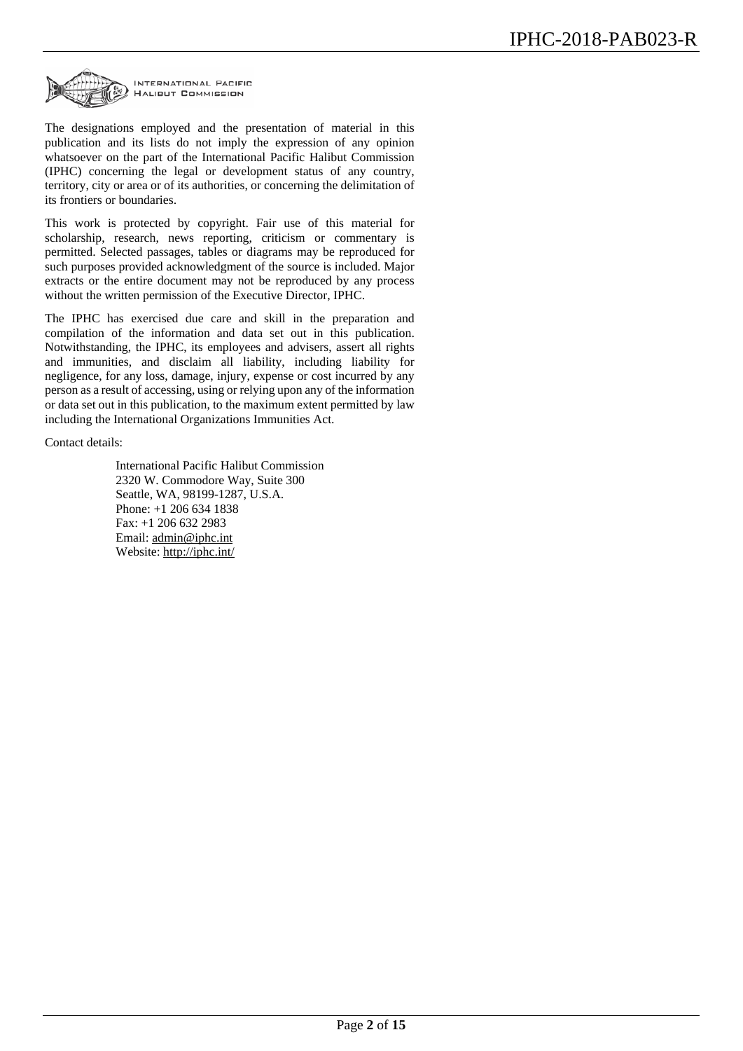INTERNATIONAL PACIFIC HALIBUT COMMISSION

The designations employed and the presentation of material in this publication and its lists do not imply the expression of any opinion whatsoever on the part of the International Pacific Halibut Commission (IPHC) concerning the legal or development status of any country, territory, city or area or of its authorities, or concerning the delimitation of its frontiers or boundaries.

This work is protected by copyright. Fair use of this material for scholarship, research, news reporting, criticism or commentary is permitted. Selected passages, tables or diagrams may be reproduced for such purposes provided acknowledgment of the source is included. Major extracts or the entire document may not be reproduced by any process without the written permission of the Executive Director, IPHC.

The IPHC has exercised due care and skill in the preparation and compilation of the information and data set out in this publication. Notwithstanding, the IPHC, its employees and advisers, assert all rights and immunities, and disclaim all liability, including liability for negligence, for any loss, damage, injury, expense or cost incurred by any person as a result of accessing, using or relying upon any of the information or data set out in this publication, to the maximum extent permitted by law including the International Organizations Immunities Act.

Contact details:

International Pacific Halibut Commission
2320 W. Commodore Way, Suite 300
Seattle, WA, 98199-1287, U.S.A.
Phone: +1 206 634 1838
Fax: +1 206 632 2983
Email: admin@iphc.int
Website: http://iphc.int/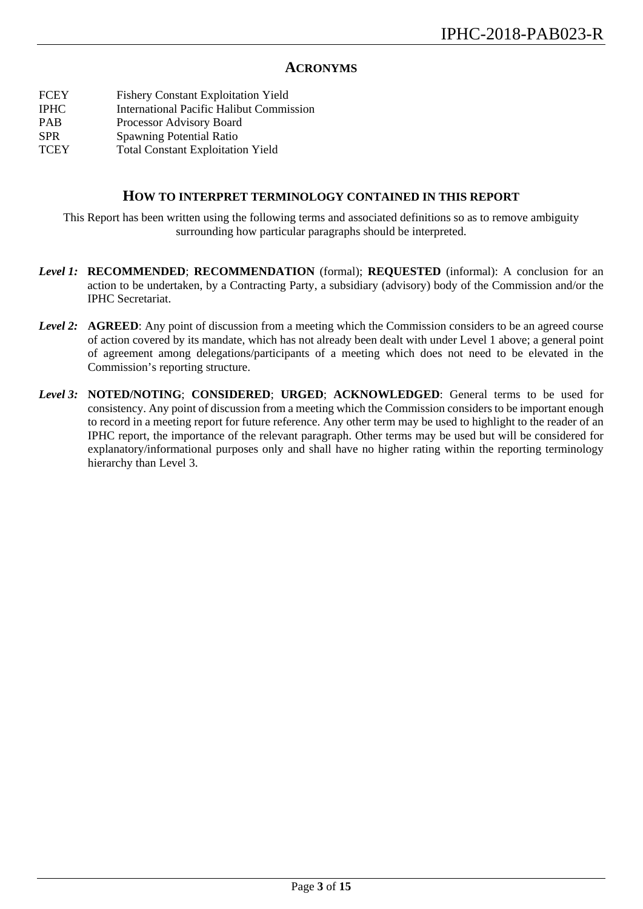## ACRONYMS

| | |
|---|---|
| FCEY | Fishery Constant Exploitation Yield |
| IPHC | International Pacific Halibut Commission |
| PAB | Processor Advisory Board |
| SPR | Spawning Potential Ratio |
| TCEY | Total Constant Exploitation Yield |

## HOW TO INTERPRET TERMINOLOGY CONTAINED IN THIS REPORT

This Report has been written using the following terms and associated definitions so as to remove ambiguity surrounding how particular paragraphs should be interpreted.

***Level 1:*** **RECOMMENDED**; **RECOMMENDATION** (formal); **REQUESTED** (informal): A conclusion for an action to be undertaken, by a Contracting Party, a subsidiary (advisory) body of the Commission and/or the IPHC Secretariat.

***Level 2:*** **AGREED**: Any point of discussion from a meeting which the Commission considers to be an agreed course of action covered by its mandate, which has not already been dealt with under Level 1 above; a general point of agreement among delegations/participants of a meeting which does not need to be elevated in the Commission's reporting structure.

***Level 3:*** **NOTED/NOTING**; **CONSIDERED**; **URGED**; **ACKNOWLEDGED**: General terms to be used for consistency. Any point of discussion from a meeting which the Commission considers to be important enough to record in a meeting report for future reference. Any other term may be used to highlight to the reader of an IPHC report, the importance of the relevant paragraph. Other terms may be used but will be considered for explanatory/informational purposes only and shall have no higher rating within the reporting terminology hierarchy than Level 3.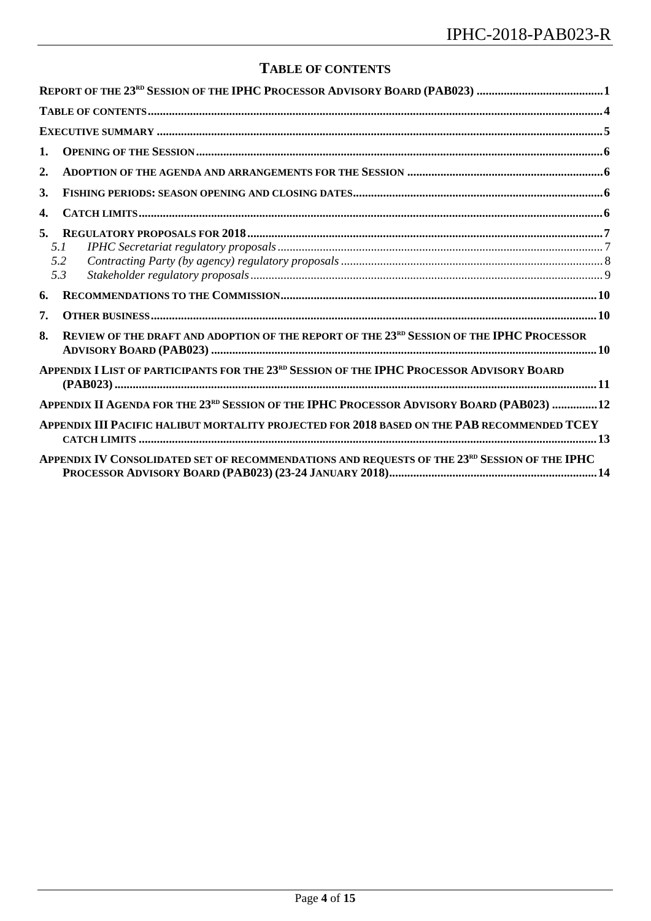## TABLE OF CONTENTS

REPORT OF THE 23RD SESSION OF THE IPHC PROCESSOR ADVISORY BOARD (PAB023) .......................................... 1

TABLE OF CONTENTS .......................................... 4

EXECUTIVE SUMMARY .......................................... 5

1. OPENING OF THE SESSION .......................................... 6

2. ADOPTION OF THE AGENDA AND ARRANGEMENTS FOR THE SESSION .......................................... 6

3. FISHING PERIODS: SEASON OPENING AND CLOSING DATES .......................................... 6

4. CATCH LIMITS .......................................... 6

5. REGULATORY PROPOSALS FOR 2018 .......................................... 7
   - 5.1 *IPHC Secretariat regulatory proposals* .......................................... 7
   - 5.2 *Contracting Party (by agency) regulatory proposals* .......................................... 8
   - 5.3 *Stakeholder regulatory proposals* .......................................... 9

6. RECOMMENDATIONS TO THE COMMISSION .......................................... 10

7. OTHER BUSINESS .......................................... 10

8. REVIEW OF THE DRAFT AND ADOPTION OF THE REPORT OF THE 23RD SESSION OF THE IPHC PROCESSOR ADVISORY BOARD (PAB023) .......................................... 10

APPENDIX I LIST OF PARTICIPANTS FOR THE 23RD SESSION OF THE IPHC PROCESSOR ADVISORY BOARD (PAB023) .......................................... 11

APPENDIX II AGENDA FOR THE 23RD SESSION OF THE IPHC PROCESSOR ADVISORY BOARD (PAB023) .......................................... 12

APPENDIX III PACIFIC HALIBUT MORTALITY PROJECTED FOR 2018 BASED ON THE PAB RECOMMENDED TCEY CATCH LIMITS .......................................... 13

APPENDIX IV CONSOLIDATED SET OF RECOMMENDATIONS AND REQUESTS OF THE 23RD SESSION OF THE IPHC PROCESSOR ADVISORY BOARD (PAB023) (23-24 JANUARY 2018) .......................................... 14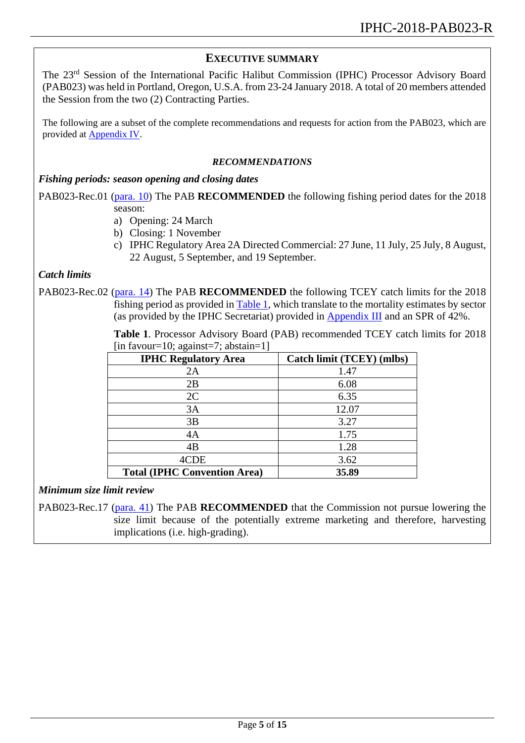## EXECUTIVE SUMMARY

The 23rd Session of the International Pacific Halibut Commission (IPHC) Processor Advisory Board (PAB023) was held in Portland, Oregon, U.S.A. from 23-24 January 2018. A total of 20 members attended the Session from the two (2) Contracting Parties.

The following are a subset of the complete recommendations and requests for action from the PAB023, which are provided at Appendix IV.

### *RECOMMENDATIONS*

***Fishing periods: season opening and closing dates***

PAB023-Rec.01 (para. 10) The PAB **RECOMMENDED** the following fishing period dates for the 2018 season:

a) Opening: 24 March
b) Closing: 1 November
c) IPHC Regulatory Area 2A Directed Commercial: 27 June, 11 July, 25 July, 8 August, 22 August, 5 September, and 19 September.

***Catch limits***

PAB023-Rec.02 (para. 14) The PAB **RECOMMENDED** the following TCEY catch limits for the 2018 fishing period as provided in Table 1, which translate to the mortality estimates by sector (as provided by the IPHC Secretariat) provided in Appendix III and an SPR of 42%.

**Table 1**. Processor Advisory Board (PAB) recommended TCEY catch limits for 2018 [in favour=10; against=7; abstain=1]

| IPHC Regulatory Area | Catch limit (TCEY) (mlbs) |
|---|---|
| 2A | 1.47 |
| 2B | 6.08 |
| 2C | 6.35 |
| 3A | 12.07 |
| 3B | 3.27 |
| 4A | 1.75 |
| 4B | 1.28 |
| 4CDE | 3.62 |
| **Total (IPHC Convention Area)** | **35.89** |

***Minimum size limit review***

PAB023-Rec.17 (para. 41) The PAB **RECOMMENDED** that the Commission not pursue lowering the size limit because of the potentially extreme marketing and therefore, harvesting implications (i.e. high-grading).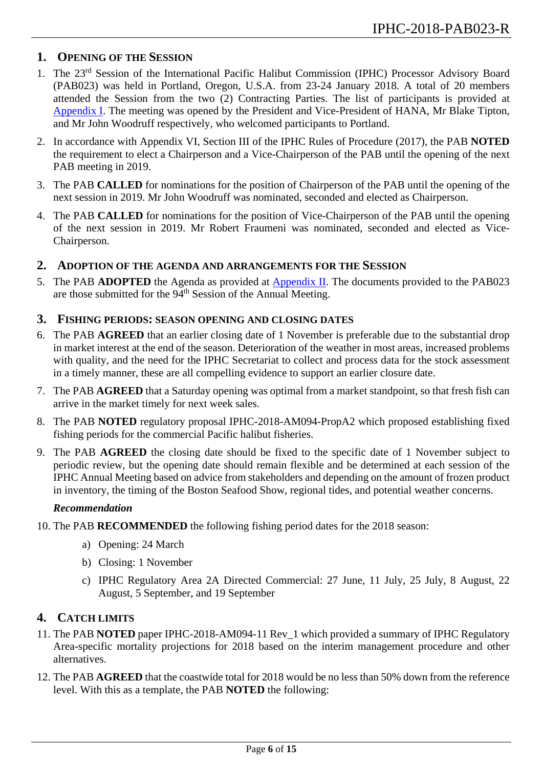## 1. Opening of the Session

1. The 23rd Session of the International Pacific Halibut Commission (IPHC) Processor Advisory Board (PAB023) was held in Portland, Oregon, U.S.A. from 23-24 January 2018. A total of 20 members attended the Session from the two (2) Contracting Parties. The list of participants is provided at Appendix I. The meeting was opened by the President and Vice-President of HANA, Mr Blake Tipton, and Mr John Woodruff respectively, who welcomed participants to Portland.

2. In accordance with Appendix VI, Section III of the IPHC Rules of Procedure (2017), the PAB **NOTED** the requirement to elect a Chairperson and a Vice-Chairperson of the PAB until the opening of the next PAB meeting in 2019.

3. The PAB **CALLED** for nominations for the position of Chairperson of the PAB until the opening of the next session in 2019. Mr John Woodruff was nominated, seconded and elected as Chairperson.

4. The PAB **CALLED** for nominations for the position of Vice-Chairperson of the PAB until the opening of the next session in 2019. Mr Robert Fraumeni was nominated, seconded and elected as Vice-Chairperson.

## 2. Adoption of the agenda and arrangements for the Session

5. The PAB **ADOPTED** the Agenda as provided at Appendix II. The documents provided to the PAB023 are those submitted for the 94th Session of the Annual Meeting.

## 3. Fishing periods: season opening and closing dates

6. The PAB **AGREED** that an earlier closing date of 1 November is preferable due to the substantial drop in market interest at the end of the season. Deterioration of the weather in most areas, increased problems with quality, and the need for the IPHC Secretariat to collect and process data for the stock assessment in a timely manner, these are all compelling evidence to support an earlier closure date.

7. The PAB **AGREED** that a Saturday opening was optimal from a market standpoint, so that fresh fish can arrive in the market timely for next week sales.

8. The PAB **NOTED** regulatory proposal IPHC-2018-AM094-PropA2 which proposed establishing fixed fishing periods for the commercial Pacific halibut fisheries.

9. The PAB **AGREED** the closing date should be fixed to the specific date of 1 November subject to periodic review, but the opening date should remain flexible and be determined at each session of the IPHC Annual Meeting based on advice from stakeholders and depending on the amount of frozen product in inventory, the timing of the Boston Seafood Show, regional tides, and potential weather concerns.

***Recommendation***

10. The PAB **RECOMMENDED** the following fishing period dates for the 2018 season:
    a) Opening: 24 March
    b) Closing: 1 November
    c) IPHC Regulatory Area 2A Directed Commercial: 27 June, 11 July, 25 July, 8 August, 22 August, 5 September, and 19 September

## 4. Catch limits

11. The PAB **NOTED** paper IPHC-2018-AM094-11 Rev_1 which provided a summary of IPHC Regulatory Area-specific mortality projections for 2018 based on the interim management procedure and other alternatives.

12. The PAB **AGREED** that the coastwide total for 2018 would be no less than 50% down from the reference level. With this as a template, the PAB **NOTED** the following: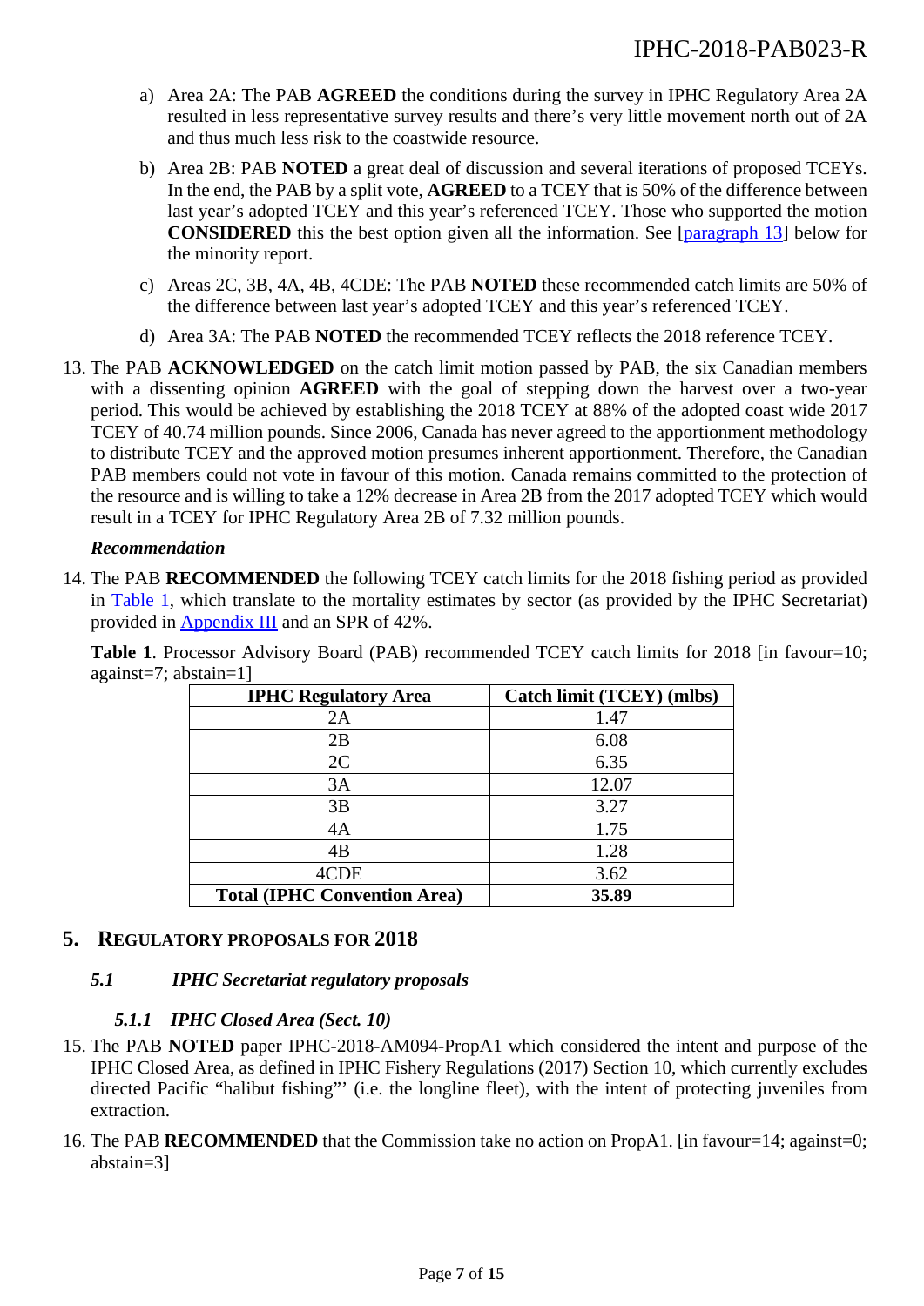a) Area 2A: The PAB **AGREED** the conditions during the survey in IPHC Regulatory Area 2A resulted in less representative survey results and there's very little movement north out of 2A and thus much less risk to the coastwide resource.

b) Area 2B: PAB **NOTED** a great deal of discussion and several iterations of proposed TCEYs. In the end, the PAB by a split vote, **AGREED** to a TCEY that is 50% of the difference between last year's adopted TCEY and this year's referenced TCEY. Those who supported the motion **CONSIDERED** this the best option given all the information. See [paragraph 13] below for the minority report.

c) Areas 2C, 3B, 4A, 4B, 4CDE: The PAB **NOTED** these recommended catch limits are 50% of the difference between last year's adopted TCEY and this year's referenced TCEY.

d) Area 3A: The PAB **NOTED** the recommended TCEY reflects the 2018 reference TCEY.

13. The PAB **ACKNOWLEDGED** on the catch limit motion passed by PAB, the six Canadian members with a dissenting opinion **AGREED** with the goal of stepping down the harvest over a two-year period. This would be achieved by establishing the 2018 TCEY at 88% of the adopted coast wide 2017 TCEY of 40.74 million pounds. Since 2006, Canada has never agreed to the apportionment methodology to distribute TCEY and the approved motion presumes inherent apportionment. Therefore, the Canadian PAB members could not vote in favour of this motion. Canada remains committed to the protection of the resource and is willing to take a 12% decrease in Area 2B from the 2017 adopted TCEY which would result in a TCEY for IPHC Regulatory Area 2B of 7.32 million pounds.

***Recommendation***

14. The PAB **RECOMMENDED** the following TCEY catch limits for the 2018 fishing period as provided in Table 1, which translate to the mortality estimates by sector (as provided by the IPHC Secretariat) provided in Appendix III and an SPR of 42%.

**Table 1**. Processor Advisory Board (PAB) recommended TCEY catch limits for 2018 [in favour=10; against=7; abstain=1]

| IPHC Regulatory Area | Catch limit (TCEY) (mlbs) |
|---|---|
| 2A | 1.47 |
| 2B | 6.08 |
| 2C | 6.35 |
| 3A | 12.07 |
| 3B | 3.27 |
| 4A | 1.75 |
| 4B | 1.28 |
| 4CDE | 3.62 |
| **Total (IPHC Convention Area)** | **35.89** |

## 5. REGULATORY PROPOSALS FOR 2018

### *5.1 IPHC Secretariat regulatory proposals*

#### *5.1.1 IPHC Closed Area (Sect. 10)*

15. The PAB **NOTED** paper IPHC-2018-AM094-PropA1 which considered the intent and purpose of the IPHC Closed Area, as defined in IPHC Fishery Regulations (2017) Section 10, which currently excludes directed Pacific "halibut fishing"' (i.e. the longline fleet), with the intent of protecting juveniles from extraction.

16. The PAB **RECOMMENDED** that the Commission take no action on PropA1. [in favour=14; against=0; abstain=3]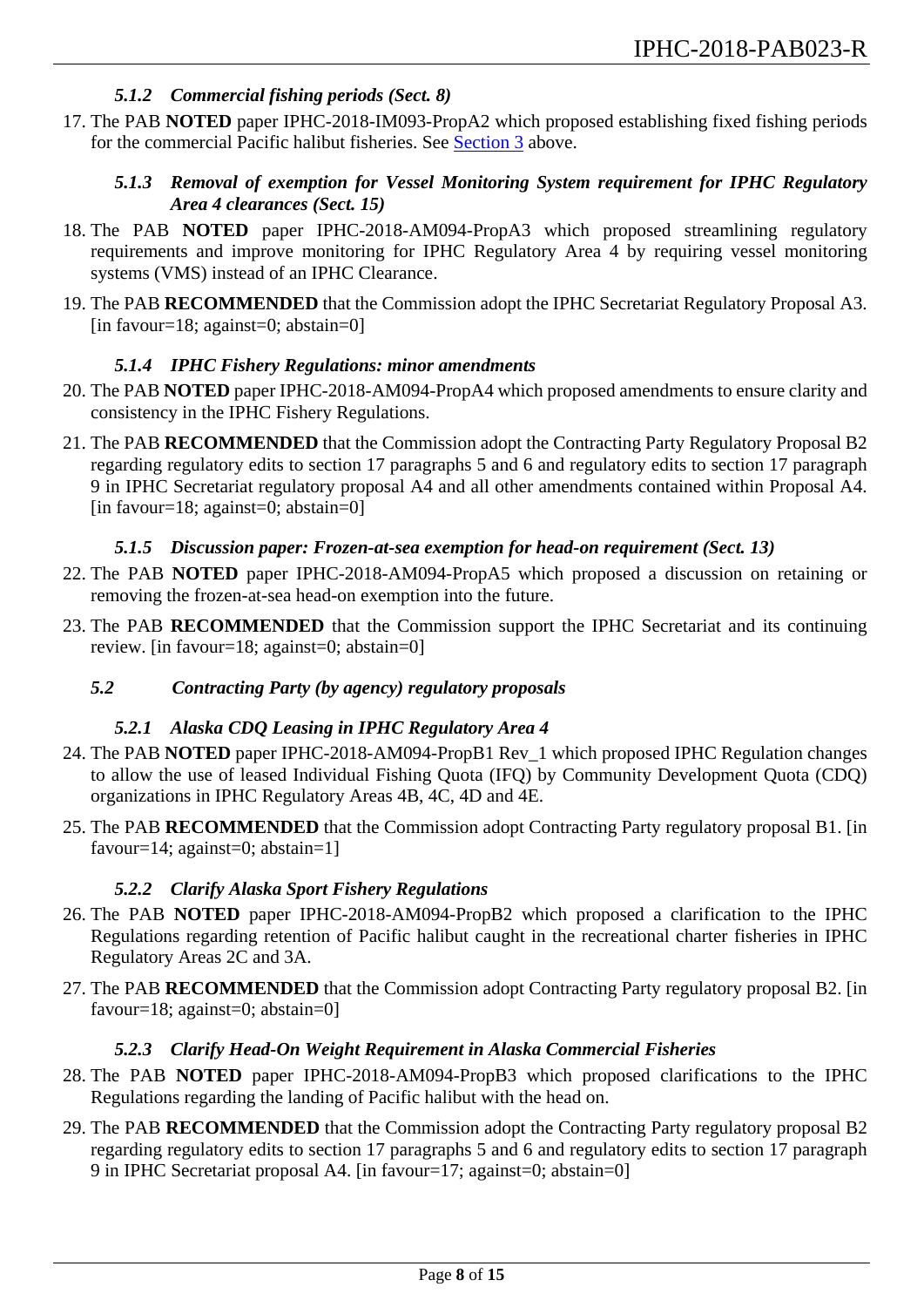#### *5.1.2 Commercial fishing periods (Sect. 8)*

17. The PAB **NOTED** paper IPHC-2018-IM093-PropA2 which proposed establishing fixed fishing periods for the commercial Pacific halibut fisheries. See Section 3 above.

#### *5.1.3 Removal of exemption for Vessel Monitoring System requirement for IPHC Regulatory Area 4 clearances (Sect. 15)*

18. The PAB **NOTED** paper IPHC-2018-AM094-PropA3 which proposed streamlining regulatory requirements and improve monitoring for IPHC Regulatory Area 4 by requiring vessel monitoring systems (VMS) instead of an IPHC Clearance.

19. The PAB **RECOMMENDED** that the Commission adopt the IPHC Secretariat Regulatory Proposal A3. [in favour=18; against=0; abstain=0]

#### *5.1.4 IPHC Fishery Regulations: minor amendments*

20. The PAB **NOTED** paper IPHC-2018-AM094-PropA4 which proposed amendments to ensure clarity and consistency in the IPHC Fishery Regulations.

21. The PAB **RECOMMENDED** that the Commission adopt the Contracting Party Regulatory Proposal B2 regarding regulatory edits to section 17 paragraphs 5 and 6 and regulatory edits to section 17 paragraph 9 in IPHC Secretariat regulatory proposal A4 and all other amendments contained within Proposal A4. [in favour=18; against=0; abstain=0]

#### *5.1.5 Discussion paper: Frozen-at-sea exemption for head-on requirement (Sect. 13)*

22. The PAB **NOTED** paper IPHC-2018-AM094-PropA5 which proposed a discussion on retaining or removing the frozen-at-sea head-on exemption into the future.

23. The PAB **RECOMMENDED** that the Commission support the IPHC Secretariat and its continuing review. [in favour=18; against=0; abstain=0]

### *5.2 Contracting Party (by agency) regulatory proposals*

#### *5.2.1 Alaska CDQ Leasing in IPHC Regulatory Area 4*

24. The PAB **NOTED** paper IPHC-2018-AM094-PropB1 Rev_1 which proposed IPHC Regulation changes to allow the use of leased Individual Fishing Quota (IFQ) by Community Development Quota (CDQ) organizations in IPHC Regulatory Areas 4B, 4C, 4D and 4E.

25. The PAB **RECOMMENDED** that the Commission adopt Contracting Party regulatory proposal B1. [in favour=14; against=0; abstain=1]

#### *5.2.2 Clarify Alaska Sport Fishery Regulations*

26. The PAB **NOTED** paper IPHC-2018-AM094-PropB2 which proposed a clarification to the IPHC Regulations regarding retention of Pacific halibut caught in the recreational charter fisheries in IPHC Regulatory Areas 2C and 3A.

27. The PAB **RECOMMENDED** that the Commission adopt Contracting Party regulatory proposal B2. [in favour=18; against=0; abstain=0]

#### *5.2.3 Clarify Head-On Weight Requirement in Alaska Commercial Fisheries*

28. The PAB **NOTED** paper IPHC-2018-AM094-PropB3 which proposed clarifications to the IPHC Regulations regarding the landing of Pacific halibut with the head on.

29. The PAB **RECOMMENDED** that the Commission adopt the Contracting Party regulatory proposal B2 regarding regulatory edits to section 17 paragraphs 5 and 6 and regulatory edits to section 17 paragraph 9 in IPHC Secretariat proposal A4. [in favour=17; against=0; abstain=0]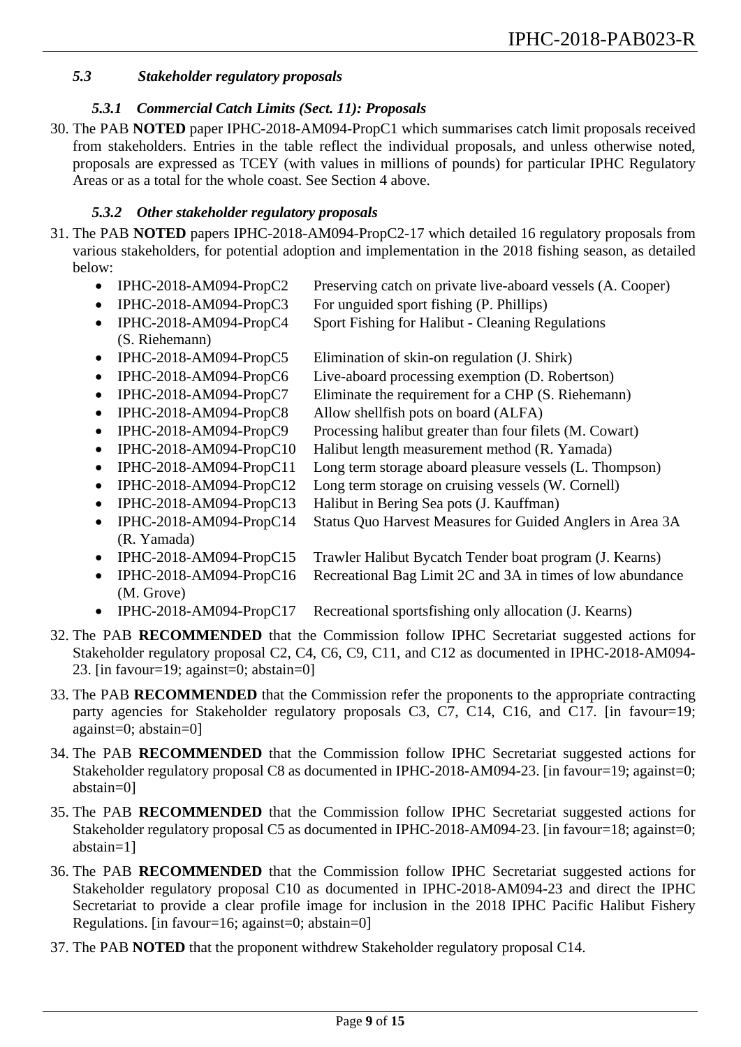### *5.3 Stakeholder regulatory proposals*

#### *5.3.1 Commercial Catch Limits (Sect. 11): Proposals*

30. The PAB **NOTED** paper IPHC-2018-AM094-PropC1 which summarises catch limit proposals received from stakeholders. Entries in the table reflect the individual proposals, and unless otherwise noted, proposals are expressed as TCEY (with values in millions of pounds) for particular IPHC Regulatory Areas or as a total for the whole coast. See Section 4 above.

#### *5.3.2 Other stakeholder regulatory proposals*

31. The PAB **NOTED** papers IPHC-2018-AM094-PropC2-17 which detailed 16 regulatory proposals from various stakeholders, for potential adoption and implementation in the 2018 fishing season, as detailed below:
    - IPHC-2018-AM094-PropC2 Preserving catch on private live-aboard vessels (A. Cooper)
    - IPHC-2018-AM094-PropC3 For unguided sport fishing (P. Phillips)
    - IPHC-2018-AM094-PropC4 Sport Fishing for Halibut - Cleaning Regulations (S. Riehemann)
    - IPHC-2018-AM094-PropC5 Elimination of skin-on regulation (J. Shirk)
    - IPHC-2018-AM094-PropC6 Live-aboard processing exemption (D. Robertson)
    - IPHC-2018-AM094-PropC7 Eliminate the requirement for a CHP (S. Riehemann)
    - IPHC-2018-AM094-PropC8 Allow shellfish pots on board (ALFA)
    - IPHC-2018-AM094-PropC9 Processing halibut greater than four filets (M. Cowart)
    - IPHC-2018-AM094-PropC10 Halibut length measurement method (R. Yamada)
    - IPHC-2018-AM094-PropC11 Long term storage aboard pleasure vessels (L. Thompson)
    - IPHC-2018-AM094-PropC12 Long term storage on cruising vessels (W. Cornell)
    - IPHC-2018-AM094-PropC13 Halibut in Bering Sea pots (J. Kauffman)
    - IPHC-2018-AM094-PropC14 Status Quo Harvest Measures for Guided Anglers in Area 3A (R. Yamada)
    - IPHC-2018-AM094-PropC15 Trawler Halibut Bycatch Tender boat program (J. Kearns)
    - IPHC-2018-AM094-PropC16 Recreational Bag Limit 2C and 3A in times of low abundance (M. Grove)
    - IPHC-2018-AM094-PropC17 Recreational sportsfishing only allocation (J. Kearns)

32. The PAB **RECOMMENDED** that the Commission follow IPHC Secretariat suggested actions for Stakeholder regulatory proposal C2, C4, C6, C9, C11, and C12 as documented in IPHC-2018-AM094-23. [in favour=19; against=0; abstain=0]

33. The PAB **RECOMMENDED** that the Commission refer the proponents to the appropriate contracting party agencies for Stakeholder regulatory proposals C3, C7, C14, C16, and C17. [in favour=19; against=0; abstain=0]

34. The PAB **RECOMMENDED** that the Commission follow IPHC Secretariat suggested actions for Stakeholder regulatory proposal C8 as documented in IPHC-2018-AM094-23. [in favour=19; against=0; abstain=0]

35. The PAB **RECOMMENDED** that the Commission follow IPHC Secretariat suggested actions for Stakeholder regulatory proposal C5 as documented in IPHC-2018-AM094-23. [in favour=18; against=0; abstain=1]

36. The PAB **RECOMMENDED** that the Commission follow IPHC Secretariat suggested actions for Stakeholder regulatory proposal C10 as documented in IPHC-2018-AM094-23 and direct the IPHC Secretariat to provide a clear profile image for inclusion in the 2018 IPHC Pacific Halibut Fishery Regulations. [in favour=16; against=0; abstain=0]

37. The PAB **NOTED** that the proponent withdrew Stakeholder regulatory proposal C14.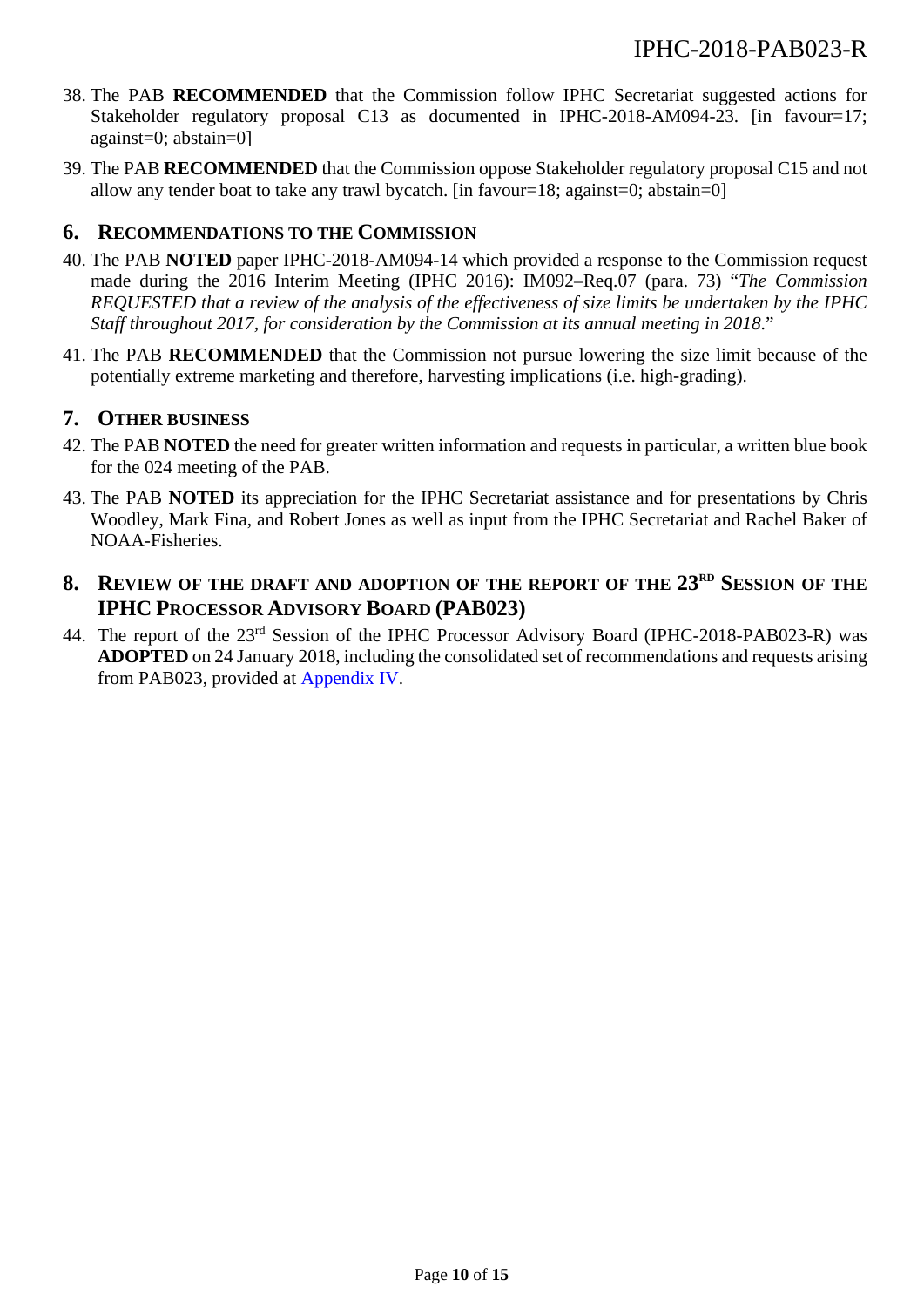38. The PAB **RECOMMENDED** that the Commission follow IPHC Secretariat suggested actions for Stakeholder regulatory proposal C13 as documented in IPHC-2018-AM094-23. [in favour=17; against=0; abstain=0]

39. The PAB **RECOMMENDED** that the Commission oppose Stakeholder regulatory proposal C15 and not allow any tender boat to take any trawl bycatch. [in favour=18; against=0; abstain=0]

## 6. RECOMMENDATIONS TO THE COMMISSION

40. The PAB **NOTED** paper IPHC-2018-AM094-14 which provided a response to the Commission request made during the 2016 Interim Meeting (IPHC 2016): IM092–Req.07 (para. 73) "*The Commission REQUESTED that a review of the analysis of the effectiveness of size limits be undertaken by the IPHC Staff throughout 2017, for consideration by the Commission at its annual meeting in 2018.*"

41. The PAB **RECOMMENDED** that the Commission not pursue lowering the size limit because of the potentially extreme marketing and therefore, harvesting implications (i.e. high-grading).

## 7. OTHER BUSINESS

42. The PAB **NOTED** the need for greater written information and requests in particular, a written blue book for the 024 meeting of the PAB.

43. The PAB **NOTED** its appreciation for the IPHC Secretariat assistance and for presentations by Chris Woodley, Mark Fina, and Robert Jones as well as input from the IPHC Secretariat and Rachel Baker of NOAA-Fisheries.

## 8. REVIEW OF THE DRAFT AND ADOPTION OF THE REPORT OF THE 23RD SESSION OF THE IPHC PROCESSOR ADVISORY BOARD (PAB023)

44. The report of the 23rd Session of the IPHC Processor Advisory Board (IPHC-2018-PAB023-R) was **ADOPTED** on 24 January 2018, including the consolidated set of recommendations and requests arising from PAB023, provided at Appendix IV.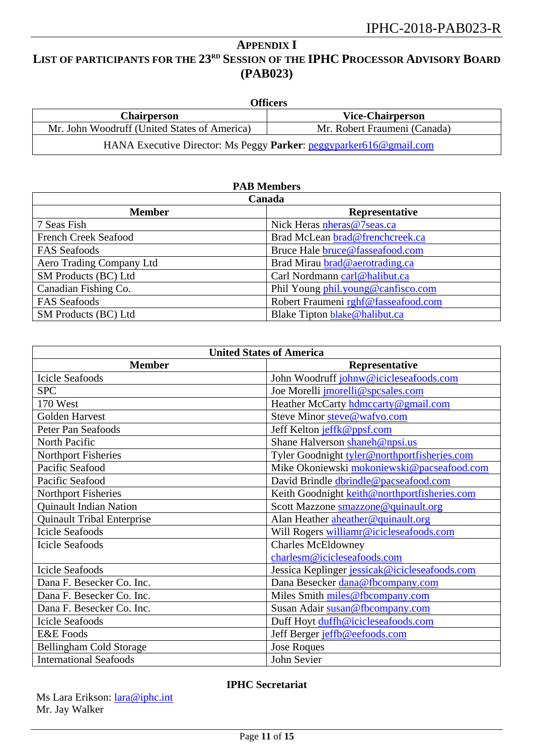# Appendix I

## List of participants for the 23[rd] Session of the IPHC Processor Advisory Board (PAB023)

**Officers**

| Chairperson | Vice-Chairperson |
|---|---|
| Mr. John Woodruff (United States of America) | Mr. Robert Fraumeni (Canada) |
| HANA Executive Director: Ms Peggy **Parker**: peggyparker616@gmail.com | |

**PAB Members**

| Canada | |
|---|---|
| **Member** | **Representative** |
| 7 Seas Fish | Nick Heras nheras@7seas.ca |
| French Creek Seafood | Brad McLean brad@frenchcreek.ca |
| FAS Seafoods | Bruce Hale bruce@fasseafood.com |
| Aero Trading Company Ltd | Brad Mirau brad@aerotrading.ca |
| SM Products (BC) Ltd | Carl Nordmann carl@halibut.ca |
| Canadian Fishing Co. | Phil Young phil.young@canfisco.com |
| FAS Seafoods | Robert Fraumeni rghf@fasseafood.com |
| SM Products (BC) Ltd | Blake Tipton blake@halibut.ca |

| United States of America | |
|---|---|
| **Member** | **Representative** |
| Icicle Seafoods | John Woodruff johnw@icicleseafoods.com |
| SPC | Joe Morelli jmorelli@spcsales.com |
| 170 West | Heather McCarty hdmccarty@gmail.com |
| Golden Harvest | Steve Minor steve@wafvo.com |
| Peter Pan Seafoods | Jeff Kelton jeffk@ppsf.com |
| North Pacific | Shane Halverson shaneh@npsi.us |
| Northport Fisheries | Tyler Goodnight tyler@northportfisheries.com |
| Pacific Seafood | Mike Okoniewski mokoniewski@pacseafood.com |
| Pacific Seafood | David Brindle dbrindle@pacseafood.com |
| Northport Fisheries | Keith Goodnight keith@northportfisheries.com |
| Quinault Indian Nation | Scott Mazzone smazzone@quinault.org |
| Quinault Tribal Enterprise | Alan Heather aheather@quinault.org |
| Icicle Seafoods | Will Rogers williamr@icicleseafoods.com |
| Icicle Seafoods | Charles McEldowney charlesm@icicleseafoods.com |
| Icicle Seafoods | Jessica Keplinger jessicak@icicleseafoods.com |
| Dana F. Besecker Co. Inc. | Dana Besecker dana@fbcompany.com |
| Dana F. Besecker Co. Inc. | Miles Smith miles@fbcompany.com |
| Dana F. Besecker Co. Inc. | Susan Adair susan@fbcompany.com |
| Icicle Seafoods | Duff Hoyt duffh@icicleseafoods.com |
| E&E Foods | Jeff Berger jeffb@eefoods.com |
| Bellingham Cold Storage | Jose Roques |
| International Seafoods | John Sevier |

**IPHC Secretariat**

Ms Lara Erikson: lara@iphc.int
Mr. Jay Walker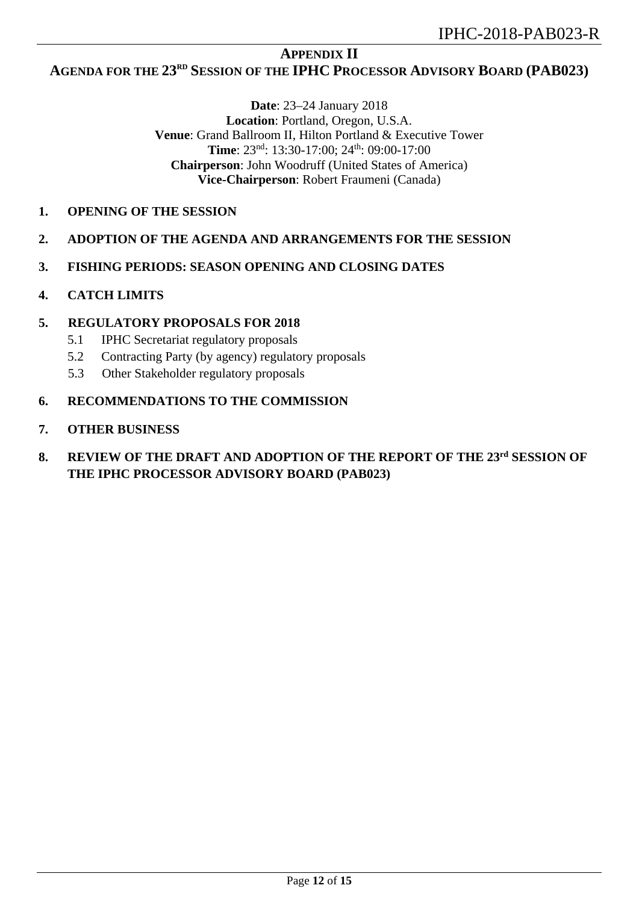# APPENDIX II

## AGENDA FOR THE 23RD SESSION OF THE IPHC PROCESSOR ADVISORY BOARD (PAB023)

**Date**: 23–24 January 2018
**Location**: Portland, Oregon, U.S.A.
**Venue**: Grand Ballroom II, Hilton Portland & Executive Tower
**Time**: 23nd: 13:30-17:00; 24th: 09:00-17:00
**Chairperson**: John Woodruff (United States of America)
**Vice-Chairperson**: Robert Fraumeni (Canada)

1. **OPENING OF THE SESSION**
2. **ADOPTION OF THE AGENDA AND ARRANGEMENTS FOR THE SESSION**
3. **FISHING PERIODS: SEASON OPENING AND CLOSING DATES**
4. **CATCH LIMITS**
5. **REGULATORY PROPOSALS FOR 2018**
   - 5.1 IPHC Secretariat regulatory proposals
   - 5.2 Contracting Party (by agency) regulatory proposals
   - 5.3 Other Stakeholder regulatory proposals
6. **RECOMMENDATIONS TO THE COMMISSION**
7. **OTHER BUSINESS**
8. **REVIEW OF THE DRAFT AND ADOPTION OF THE REPORT OF THE 23rd SESSION OF THE IPHC PROCESSOR ADVISORY BOARD (PAB023)**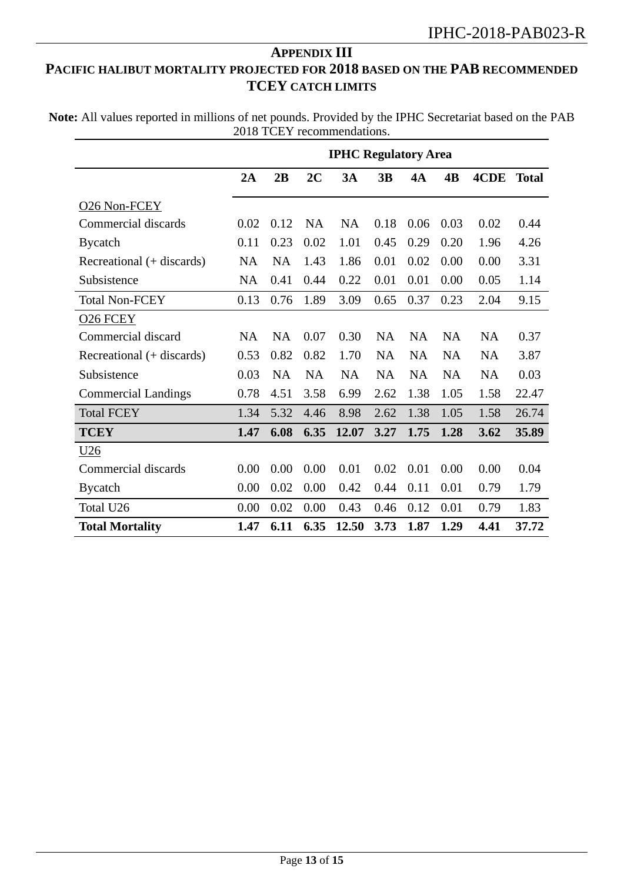## APPENDIX III

## PACIFIC HALIBUT MORTALITY PROJECTED FOR 2018 BASED ON THE PAB RECOMMENDED TCEY CATCH LIMITS

**Note:** All values reported in millions of net pounds. Provided by the IPHC Secretariat based on the PAB 2018 TCEY recommendations.

| | IPHC Regulatory Area | | | | | | | | |
|---|---|---|---|---|---|---|---|---|---|
| | **2A** | **2B** | **2C** | **3A** | **3B** | **4A** | **4B** | **4CDE** | **Total** |
| O26 Non-FCEY | | | | | | | | | |
| Commercial discards | 0.02 | 0.12 | NA | NA | 0.18 | 0.06 | 0.03 | 0.02 | 0.44 |
| Bycatch | 0.11 | 0.23 | 0.02 | 1.01 | 0.45 | 0.29 | 0.20 | 1.96 | 4.26 |
| Recreational (+ discards) | NA | NA | 1.43 | 1.86 | 0.01 | 0.02 | 0.00 | 0.00 | 3.31 |
| Subsistence | NA | 0.41 | 0.44 | 0.22 | 0.01 | 0.01 | 0.00 | 0.05 | 1.14 |
| Total Non-FCEY | 0.13 | 0.76 | 1.89 | 3.09 | 0.65 | 0.37 | 0.23 | 2.04 | 9.15 |
| O26 FCEY | | | | | | | | | |
| Commercial discard | NA | NA | 0.07 | 0.30 | NA | NA | NA | NA | 0.37 |
| Recreational (+ discards) | 0.53 | 0.82 | 0.82 | 1.70 | NA | NA | NA | NA | 3.87 |
| Subsistence | 0.03 | NA | NA | NA | NA | NA | NA | NA | 0.03 |
| Commercial Landings | 0.78 | 4.51 | 3.58 | 6.99 | 2.62 | 1.38 | 1.05 | 1.58 | 22.47 |
| Total FCEY | 1.34 | 5.32 | 4.46 | 8.98 | 2.62 | 1.38 | 1.05 | 1.58 | 26.74 |
| **TCEY** | **1.47** | **6.08** | **6.35** | **12.07** | **3.27** | **1.75** | **1.28** | **3.62** | **35.89** |
| U26 | | | | | | | | | |
| Commercial discards | 0.00 | 0.00 | 0.00 | 0.01 | 0.02 | 0.01 | 0.00 | 0.00 | 0.04 |
| Bycatch | 0.00 | 0.02 | 0.00 | 0.42 | 0.44 | 0.11 | 0.01 | 0.79 | 1.79 |
| Total U26 | 0.00 | 0.02 | 0.00 | 0.43 | 0.46 | 0.12 | 0.01 | 0.79 | 1.83 |
| **Total Mortality** | **1.47** | **6.11** | **6.35** | **12.50** | **3.73** | **1.87** | **1.29** | **4.41** | **37.72** |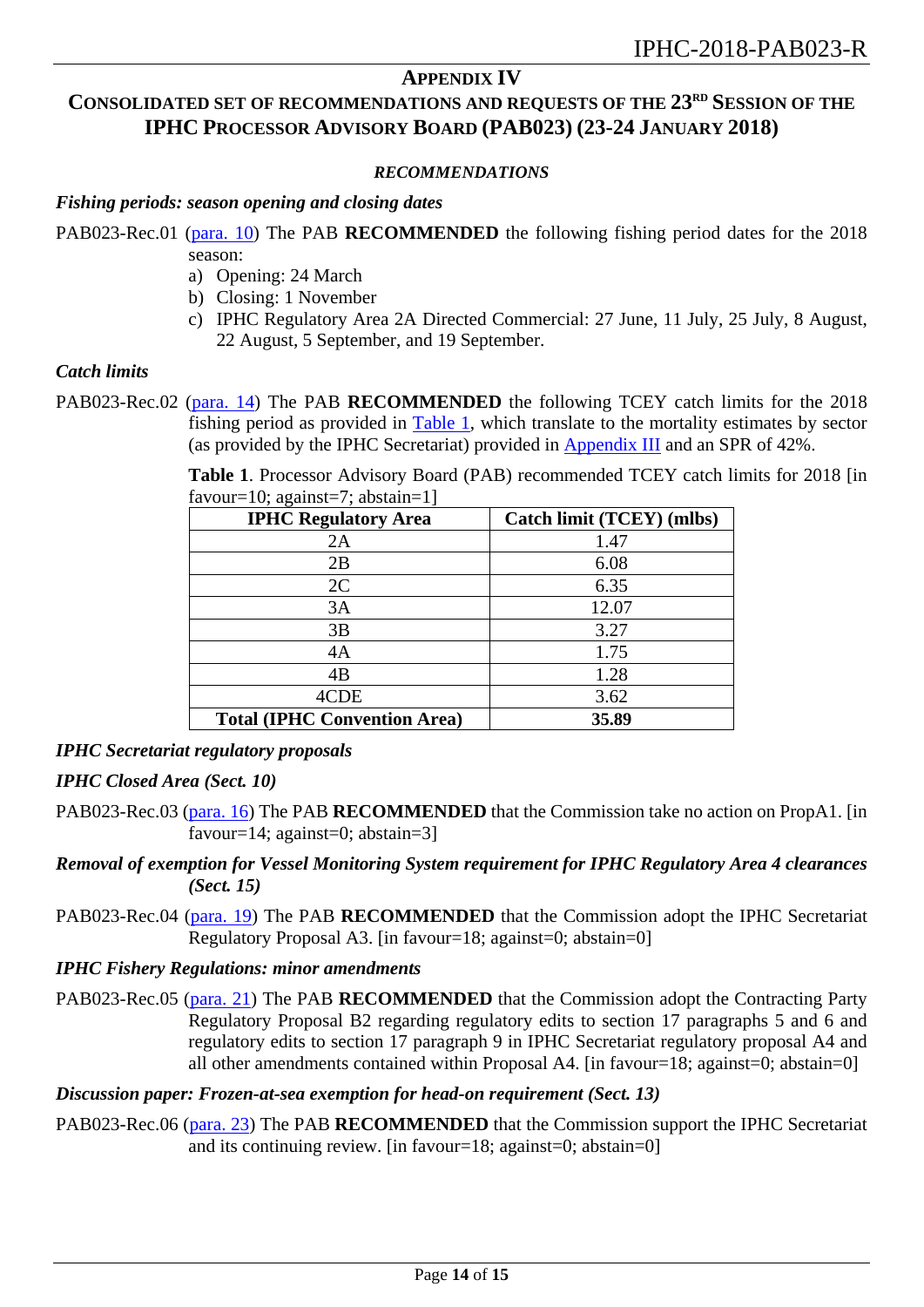# APPENDIX IV

## CONSOLIDATED SET OF RECOMMENDATIONS AND REQUESTS OF THE 23RD SESSION OF THE IPHC PROCESSOR ADVISORY BOARD (PAB023) (23-24 JANUARY 2018)

### *RECOMMENDATIONS*

#### *Fishing periods: season opening and closing dates*

PAB023-Rec.01 (para. 10) The PAB **RECOMMENDED** the following fishing period dates for the 2018 season:

a) Opening: 24 March
b) Closing: 1 November
c) IPHC Regulatory Area 2A Directed Commercial: 27 June, 11 July, 25 July, 8 August, 22 August, 5 September, and 19 September.

#### *Catch limits*

PAB023-Rec.02 (para. 14) The PAB **RECOMMENDED** the following TCEY catch limits for the 2018 fishing period as provided in Table 1, which translate to the mortality estimates by sector (as provided by the IPHC Secretariat) provided in Appendix III and an SPR of 42%.

**Table 1**. Processor Advisory Board (PAB) recommended TCEY catch limits for 2018 [in favour=10; against=7; abstain=1]

| IPHC Regulatory Area | Catch limit (TCEY) (mlbs) |
|---|---|
| 2A | 1.47 |
| 2B | 6.08 |
| 2C | 6.35 |
| 3A | 12.07 |
| 3B | 3.27 |
| 4A | 1.75 |
| 4B | 1.28 |
| 4CDE | 3.62 |
| **Total (IPHC Convention Area)** | **35.89** |

#### *IPHC Secretariat regulatory proposals*

#### *IPHC Closed Area (Sect. 10)*

PAB023-Rec.03 (para. 16) The PAB **RECOMMENDED** that the Commission take no action on PropA1. [in favour=14; against=0; abstain=3]

#### *Removal of exemption for Vessel Monitoring System requirement for IPHC Regulatory Area 4 clearances (Sect. 15)*

PAB023-Rec.04 (para. 19) The PAB **RECOMMENDED** that the Commission adopt the IPHC Secretariat Regulatory Proposal A3. [in favour=18; against=0; abstain=0]

#### *IPHC Fishery Regulations: minor amendments*

PAB023-Rec.05 (para. 21) The PAB **RECOMMENDED** that the Commission adopt the Contracting Party Regulatory Proposal B2 regarding regulatory edits to section 17 paragraphs 5 and 6 and regulatory edits to section 17 paragraph 9 in IPHC Secretariat regulatory proposal A4 and all other amendments contained within Proposal A4. [in favour=18; against=0; abstain=0]

#### *Discussion paper: Frozen-at-sea exemption for head-on requirement (Sect. 13)*

PAB023-Rec.06 (para. 23) The PAB **RECOMMENDED** that the Commission support the IPHC Secretariat and its continuing review. [in favour=18; against=0; abstain=0]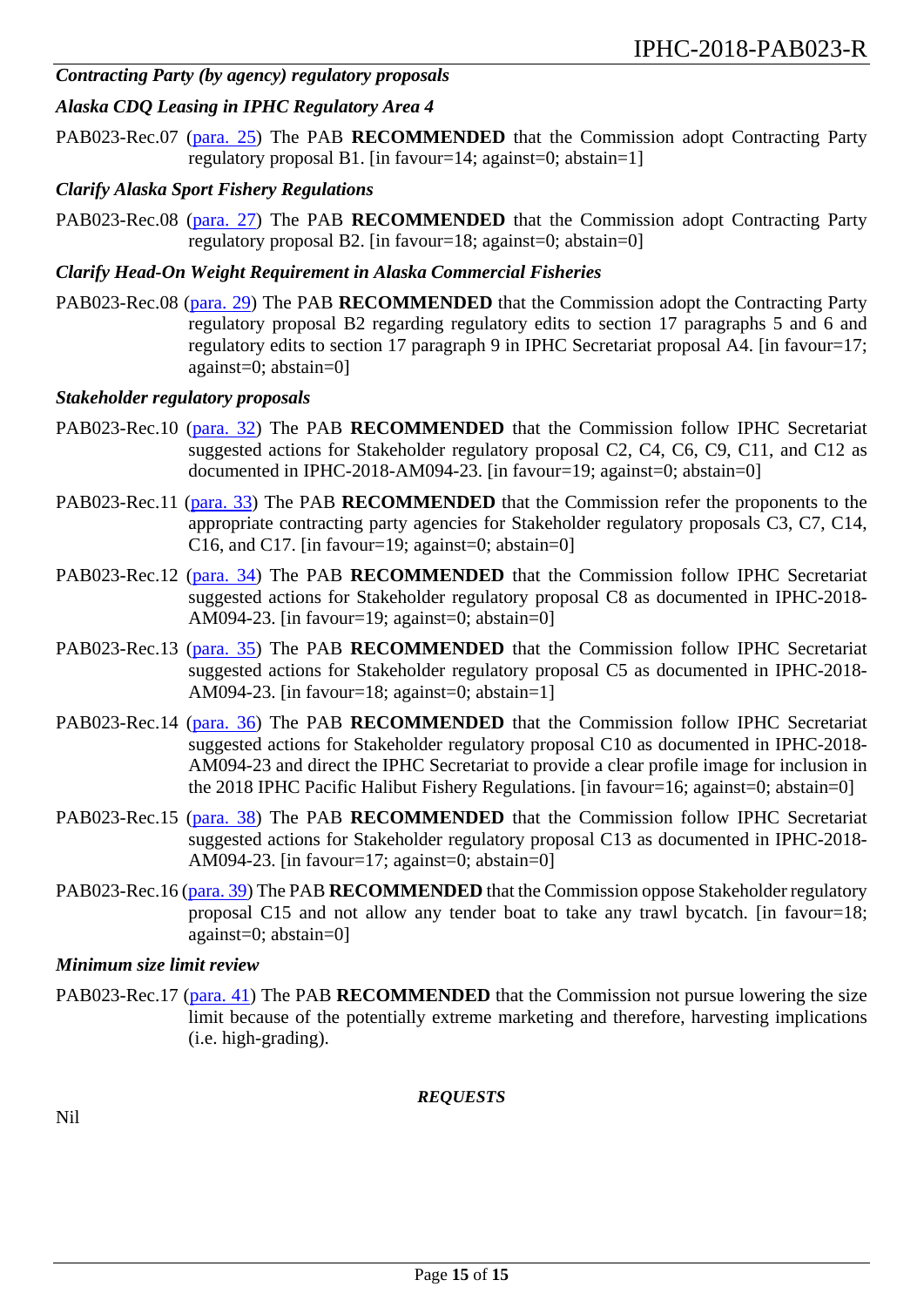*Contracting Party (by agency) regulatory proposals*

*Alaska CDQ Leasing in IPHC Regulatory Area 4*

PAB023-Rec.07 (para. 25) The PAB **RECOMMENDED** that the Commission adopt Contracting Party regulatory proposal B1. [in favour=14; against=0; abstain=1]

*Clarify Alaska Sport Fishery Regulations*

PAB023-Rec.08 (para. 27) The PAB **RECOMMENDED** that the Commission adopt Contracting Party regulatory proposal B2. [in favour=18; against=0; abstain=0]

*Clarify Head-On Weight Requirement in Alaska Commercial Fisheries*

PAB023-Rec.08 (para. 29) The PAB **RECOMMENDED** that the Commission adopt the Contracting Party regulatory proposal B2 regarding regulatory edits to section 17 paragraphs 5 and 6 and regulatory edits to section 17 paragraph 9 in IPHC Secretariat proposal A4. [in favour=17; against=0; abstain=0]

*Stakeholder regulatory proposals*

PAB023-Rec.10 (para. 32) The PAB **RECOMMENDED** that the Commission follow IPHC Secretariat suggested actions for Stakeholder regulatory proposal C2, C4, C6, C9, C11, and C12 as documented in IPHC-2018-AM094-23. [in favour=19; against=0; abstain=0]

PAB023-Rec.11 (para. 33) The PAB **RECOMMENDED** that the Commission refer the proponents to the appropriate contracting party agencies for Stakeholder regulatory proposals C3, C7, C14, C16, and C17. [in favour=19; against=0; abstain=0]

PAB023-Rec.12 (para. 34) The PAB **RECOMMENDED** that the Commission follow IPHC Secretariat suggested actions for Stakeholder regulatory proposal C8 as documented in IPHC-2018-AM094-23. [in favour=19; against=0; abstain=0]

PAB023-Rec.13 (para. 35) The PAB **RECOMMENDED** that the Commission follow IPHC Secretariat suggested actions for Stakeholder regulatory proposal C5 as documented in IPHC-2018-AM094-23. [in favour=18; against=0; abstain=1]

PAB023-Rec.14 (para. 36) The PAB **RECOMMENDED** that the Commission follow IPHC Secretariat suggested actions for Stakeholder regulatory proposal C10 as documented in IPHC-2018-AM094-23 and direct the IPHC Secretariat to provide a clear profile image for inclusion in the 2018 IPHC Pacific Halibut Fishery Regulations. [in favour=16; against=0; abstain=0]

PAB023-Rec.15 (para. 38) The PAB **RECOMMENDED** that the Commission follow IPHC Secretariat suggested actions for Stakeholder regulatory proposal C13 as documented in IPHC-2018-AM094-23. [in favour=17; against=0; abstain=0]

PAB023-Rec.16 (para. 39) The PAB **RECOMMENDED** that the Commission oppose Stakeholder regulatory proposal C15 and not allow any tender boat to take any trawl bycatch. [in favour=18; against=0; abstain=0]

*Minimum size limit review*

PAB023-Rec.17 (para. 41) The PAB **RECOMMENDED** that the Commission not pursue lowering the size limit because of the potentially extreme marketing and therefore, harvesting implications (i.e. high-grading).

***REQUESTS***

Nil